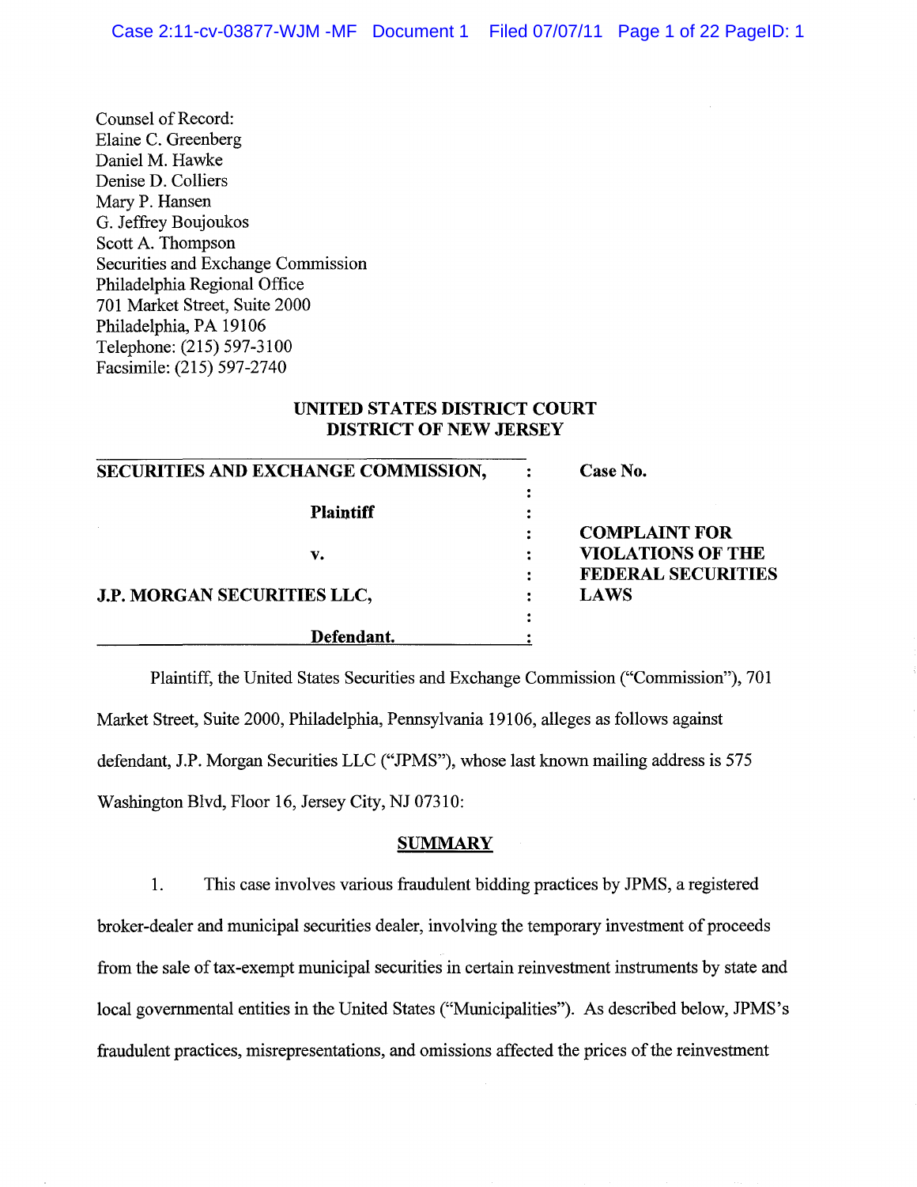Counsel of Record:
Elaine C. Greenberg
Daniel M. Hawke
Denise D. Colliers
Mary P. Hansen
G. Jeffrey Boujoukos
Scott A. Thompson
Securities and Exchange Commission
Philadelphia Regional Office
701 Market Street, Suite 2000
Philadelphia, PA 19106
Telephone: (215) 597-3100
Facsimile: (215) 597-2740

**UNITED STATES DISTRICT COURT**
**DISTRICT OF NEW JERSEY**

| | | |
|---|---|---|
| **SECURITIES AND EXCHANGE COMMISSION,** | : | **Case No.** |
| **Plaintiff** | : | |
| **v.** | : | **COMPLAINT FOR VIOLATIONS OF THE FEDERAL SECURITIES LAWS** |
| **J.P. MORGAN SECURITIES LLC,** | : | |
| **Defendant.** | : | |

Plaintiff, the United States Securities and Exchange Commission ("Commission"), 701 Market Street, Suite 2000, Philadelphia, Pennsylvania 19106, alleges as follows against defendant, J.P. Morgan Securities LLC ("JPMS"), whose last known mailing address is 575 Washington Blvd, Floor 16, Jersey City, NJ 07310:

## SUMMARY

1. This case involves various fraudulent bidding practices by JPMS, a registered broker-dealer and municipal securities dealer, involving the temporary investment of proceeds from the sale of tax-exempt municipal securities in certain reinvestment instruments by state and local governmental entities in the United States ("Municipalities"). As described below, JPMS's fraudulent practices, misrepresentations, and omissions affected the prices of the reinvestment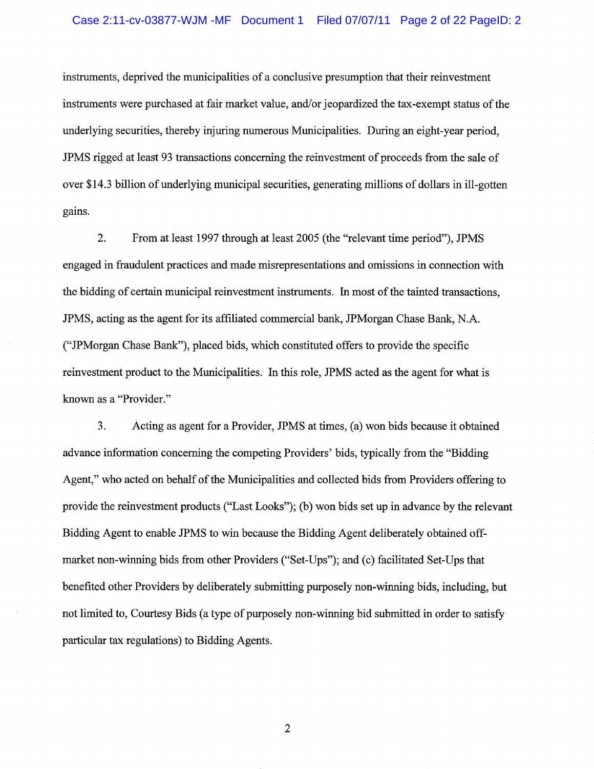instruments, deprived the municipalities of a conclusive presumption that their reinvestment instruments were purchased at fair market value, and/or jeopardized the tax-exempt status of the underlying securities, thereby injuring numerous Municipalities. During an eight-year period, JPMS rigged at least 93 transactions concerning the reinvestment of proceeds from the sale of over $14.3 billion of underlying municipal securities, generating millions of dollars in ill-gotten gains.

2. From at least 1997 through at least 2005 (the "relevant time period"), JPMS engaged in fraudulent practices and made misrepresentations and omissions in connection with the bidding of certain municipal reinvestment instruments. In most of the tainted transactions, JPMS, acting as the agent for its affiliated commercial bank, JPMorgan Chase Bank, N.A. ("JPMorgan Chase Bank"), placed bids, which constituted offers to provide the specific reinvestment product to the Municipalities. In this role, JPMS acted as the agent for what is known as a "Provider."

3. Acting as agent for a Provider, JPMS at times, (a) won bids because it obtained advance information concerning the competing Providers' bids, typically from the "Bidding Agent," who acted on behalf of the Municipalities and collected bids from Providers offering to provide the reinvestment products ("Last Looks"); (b) won bids set up in advance by the relevant Bidding Agent to enable JPMS to win because the Bidding Agent deliberately obtained off-market non-winning bids from other Providers ("Set-Ups"); and (c) facilitated Set-Ups that benefited other Providers by deliberately submitting purposely non-winning bids, including, but not limited to, Courtesy Bids (a type of purposely non-winning bid submitted in order to satisfy particular tax regulations) to Bidding Agents.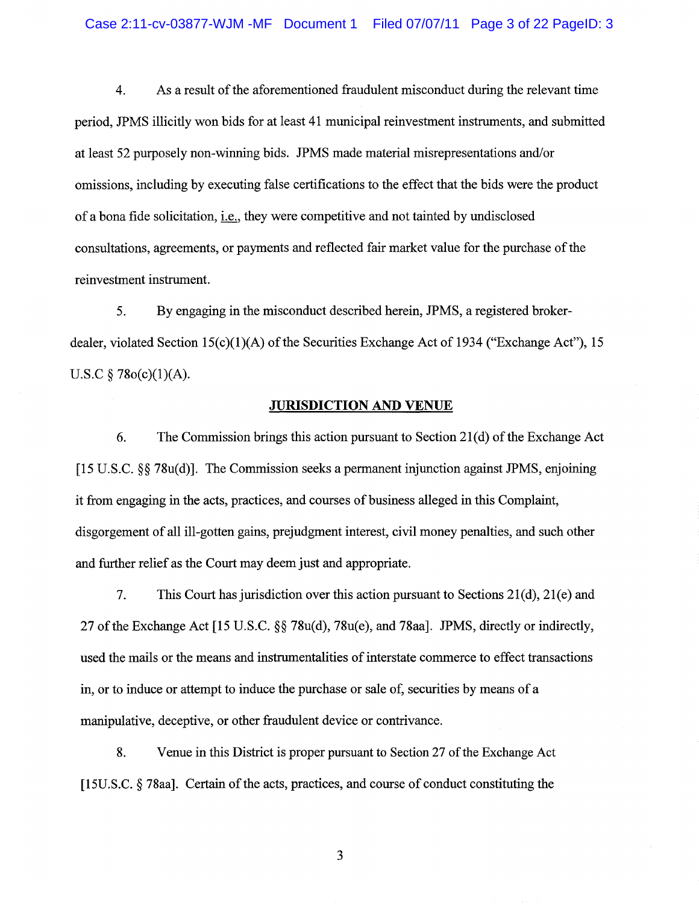4. As a result of the aforementioned fraudulent misconduct during the relevant time period, JPMS illicitly won bids for at least 41 municipal reinvestment instruments, and submitted at least 52 purposely non-winning bids. JPMS made material misrepresentations and/or omissions, including by executing false certifications to the effect that the bids were the product of a bona fide solicitation, i.e., they were competitive and not tainted by undisclosed consultations, agreements, or payments and reflected fair market value for the purchase of the reinvestment instrument.

5. By engaging in the misconduct described herein, JPMS, a registered broker-dealer, violated Section 15(c)(1)(A) of the Securities Exchange Act of 1934 ("Exchange Act"), 15 U.S.C § 78o(c)(1)(A).

## JURISDICTION AND VENUE

6. The Commission brings this action pursuant to Section 21(d) of the Exchange Act [15 U.S.C. §§ 78u(d)]. The Commission seeks a permanent injunction against JPMS, enjoining it from engaging in the acts, practices, and courses of business alleged in this Complaint, disgorgement of all ill-gotten gains, prejudgment interest, civil money penalties, and such other and further relief as the Court may deem just and appropriate.

7. This Court has jurisdiction over this action pursuant to Sections 21(d), 21(e) and 27 of the Exchange Act [15 U.S.C. §§ 78u(d), 78u(e), and 78aa]. JPMS, directly or indirectly, used the mails or the means and instrumentalities of interstate commerce to effect transactions in, or to induce or attempt to induce the purchase or sale of, securities by means of a manipulative, deceptive, or other fraudulent device or contrivance.

8. Venue in this District is proper pursuant to Section 27 of the Exchange Act [15U.S.C. § 78aa]. Certain of the acts, practices, and course of conduct constituting the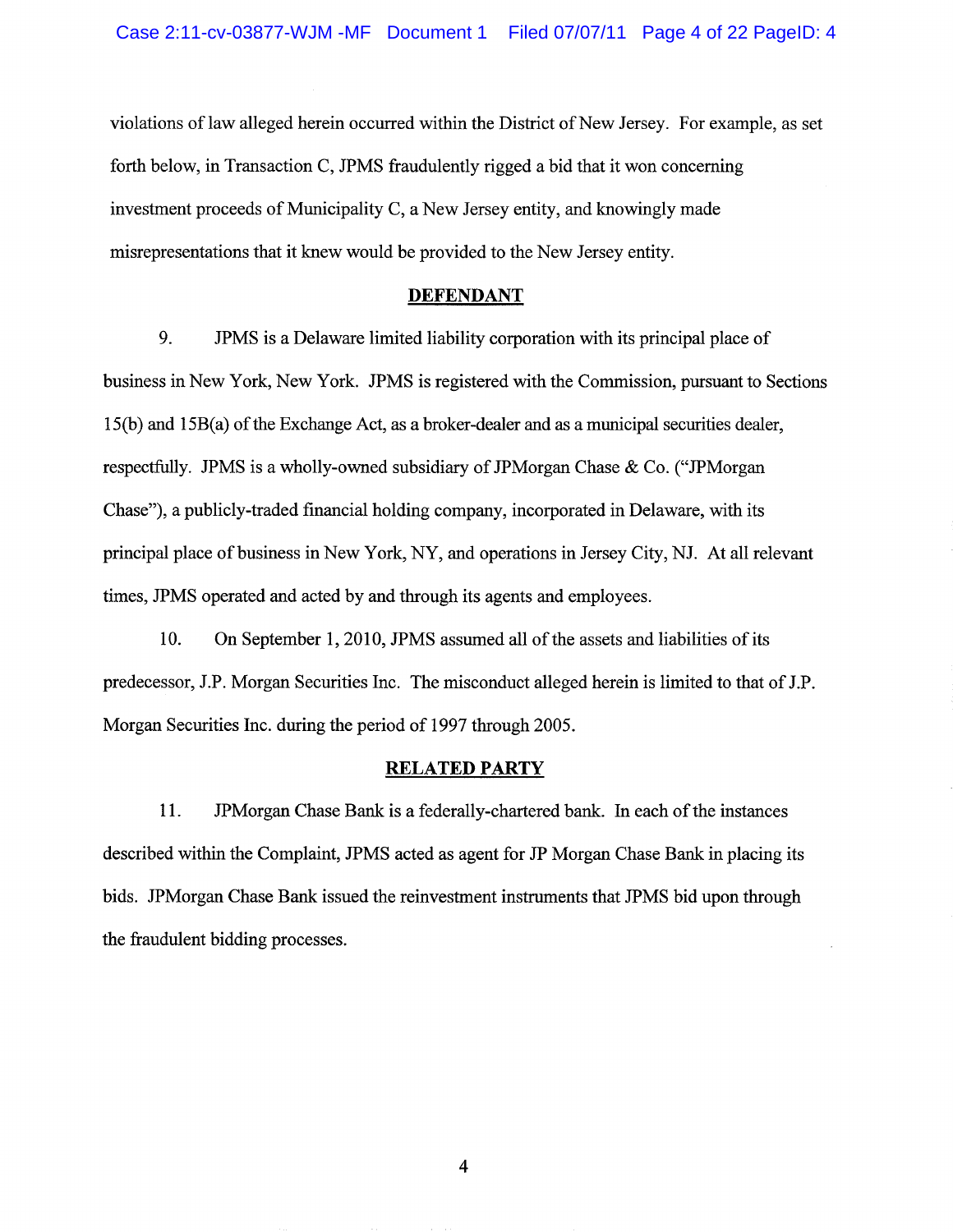violations of law alleged herein occurred within the District of New Jersey. For example, as set forth below, in Transaction C, JPMS fraudulently rigged a bid that it won concerning investment proceeds of Municipality C, a New Jersey entity, and knowingly made misrepresentations that it knew would be provided to the New Jersey entity.

## DEFENDANT

9. JPMS is a Delaware limited liability corporation with its principal place of business in New York, New York. JPMS is registered with the Commission, pursuant to Sections 15(b) and 15B(a) of the Exchange Act, as a broker-dealer and as a municipal securities dealer, respectfully. JPMS is a wholly-owned subsidiary of JPMorgan Chase & Co. ("JPMorgan Chase"), a publicly-traded financial holding company, incorporated in Delaware, with its principal place of business in New York, NY, and operations in Jersey City, NJ. At all relevant times, JPMS operated and acted by and through its agents and employees.

10. On September 1, 2010, JPMS assumed all of the assets and liabilities of its predecessor, J.P. Morgan Securities Inc. The misconduct alleged herein is limited to that of J.P. Morgan Securities Inc. during the period of 1997 through 2005.

## RELATED PARTY

11. JPMorgan Chase Bank is a federally-chartered bank. In each of the instances described within the Complaint, JPMS acted as agent for JP Morgan Chase Bank in placing its bids. JPMorgan Chase Bank issued the reinvestment instruments that JPMS bid upon through the fraudulent bidding processes.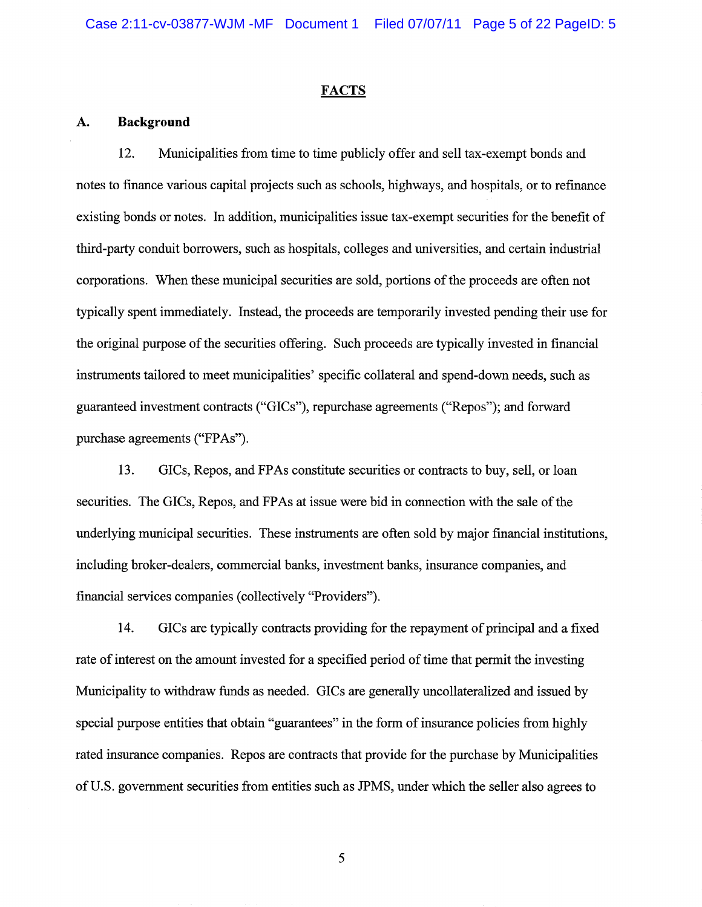## FACTS

### A. Background

12. Municipalities from time to time publicly offer and sell tax-exempt bonds and notes to finance various capital projects such as schools, highways, and hospitals, or to refinance existing bonds or notes. In addition, municipalities issue tax-exempt securities for the benefit of third-party conduit borrowers, such as hospitals, colleges and universities, and certain industrial corporations. When these municipal securities are sold, portions of the proceeds are often not typically spent immediately. Instead, the proceeds are temporarily invested pending their use for the original purpose of the securities offering. Such proceeds are typically invested in financial instruments tailored to meet municipalities' specific collateral and spend-down needs, such as guaranteed investment contracts ("GICs"), repurchase agreements ("Repos"); and forward purchase agreements ("FPAs").

13. GICs, Repos, and FPAs constitute securities or contracts to buy, sell, or loan securities. The GICs, Repos, and FPAs at issue were bid in connection with the sale of the underlying municipal securities. These instruments are often sold by major financial institutions, including broker-dealers, commercial banks, investment banks, insurance companies, and financial services companies (collectively "Providers").

14. GICs are typically contracts providing for the repayment of principal and a fixed rate of interest on the amount invested for a specified period of time that permit the investing Municipality to withdraw funds as needed. GICs are generally uncollateralized and issued by special purpose entities that obtain "guarantees" in the form of insurance policies from highly rated insurance companies. Repos are contracts that provide for the purchase by Municipalities of U.S. government securities from entities such as JPMS, under which the seller also agrees to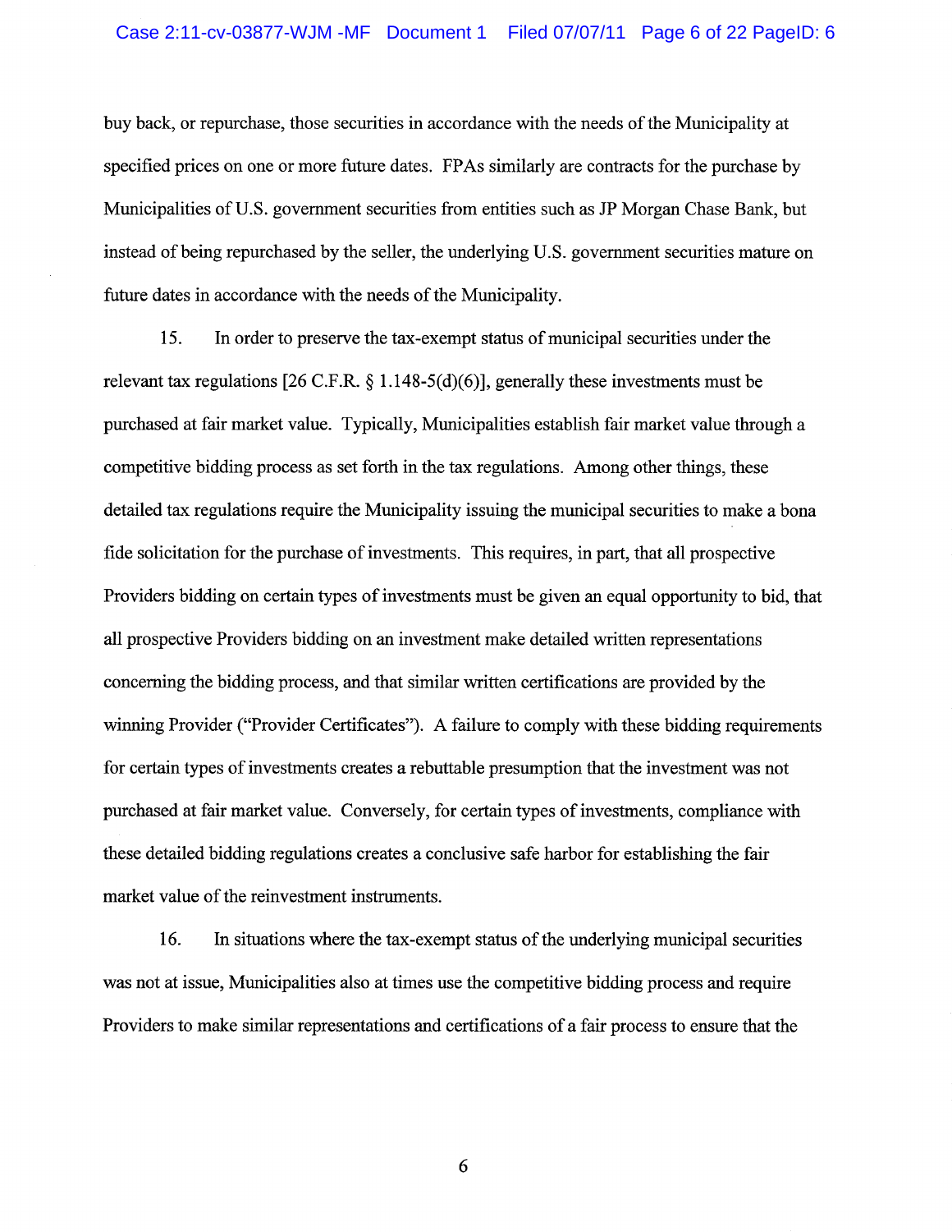buy back, or repurchase, those securities in accordance with the needs of the Municipality at specified prices on one or more future dates. FPAs similarly are contracts for the purchase by Municipalities of U.S. government securities from entities such as JP Morgan Chase Bank, but instead of being repurchased by the seller, the underlying U.S. government securities mature on future dates in accordance with the needs of the Municipality.

15. In order to preserve the tax-exempt status of municipal securities under the relevant tax regulations [26 C.F.R. § 1.148-5(d)(6)], generally these investments must be purchased at fair market value. Typically, Municipalities establish fair market value through a competitive bidding process as set forth in the tax regulations. Among other things, these detailed tax regulations require the Municipality issuing the municipal securities to make a bona fide solicitation for the purchase of investments. This requires, in part, that all prospective Providers bidding on certain types of investments must be given an equal opportunity to bid, that all prospective Providers bidding on an investment make detailed written representations concerning the bidding process, and that similar written certifications are provided by the winning Provider ("Provider Certificates"). A failure to comply with these bidding requirements for certain types of investments creates a rebuttable presumption that the investment was not purchased at fair market value. Conversely, for certain types of investments, compliance with these detailed bidding regulations creates a conclusive safe harbor for establishing the fair market value of the reinvestment instruments.

16. In situations where the tax-exempt status of the underlying municipal securities was not at issue, Municipalities also at times use the competitive bidding process and require Providers to make similar representations and certifications of a fair process to ensure that the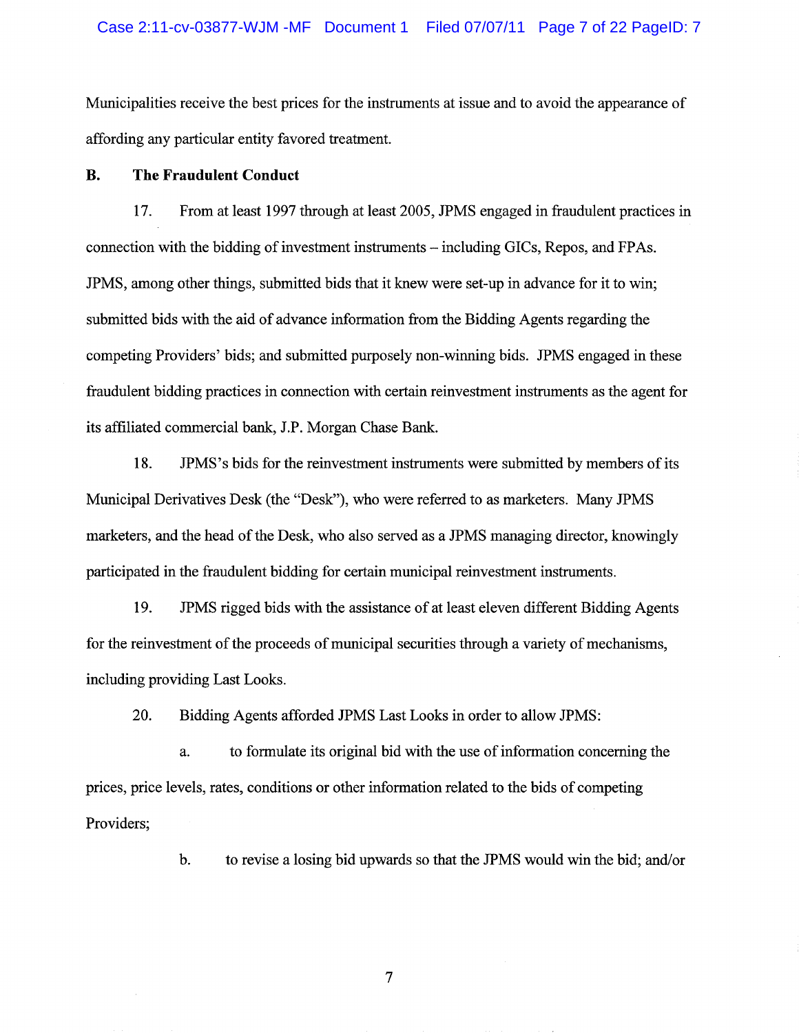Municipalities receive the best prices for the instruments at issue and to avoid the appearance of affording any particular entity favored treatment.

### B. The Fraudulent Conduct

17. From at least 1997 through at least 2005, JPMS engaged in fraudulent practices in connection with the bidding of investment instruments – including GICs, Repos, and FPAs. JPMS, among other things, submitted bids that it knew were set-up in advance for it to win; submitted bids with the aid of advance information from the Bidding Agents regarding the competing Providers' bids; and submitted purposely non-winning bids. JPMS engaged in these fraudulent bidding practices in connection with certain reinvestment instruments as the agent for its affiliated commercial bank, J.P. Morgan Chase Bank.

18. JPMS's bids for the reinvestment instruments were submitted by members of its Municipal Derivatives Desk (the "Desk"), who were referred to as marketers. Many JPMS marketers, and the head of the Desk, who also served as a JPMS managing director, knowingly participated in the fraudulent bidding for certain municipal reinvestment instruments.

19. JPMS rigged bids with the assistance of at least eleven different Bidding Agents for the reinvestment of the proceeds of municipal securities through a variety of mechanisms, including providing Last Looks.

20. Bidding Agents afforded JPMS Last Looks in order to allow JPMS:

a. to formulate its original bid with the use of information concerning the prices, price levels, rates, conditions or other information related to the bids of competing Providers;

b. to revise a losing bid upwards so that the JPMS would win the bid; and/or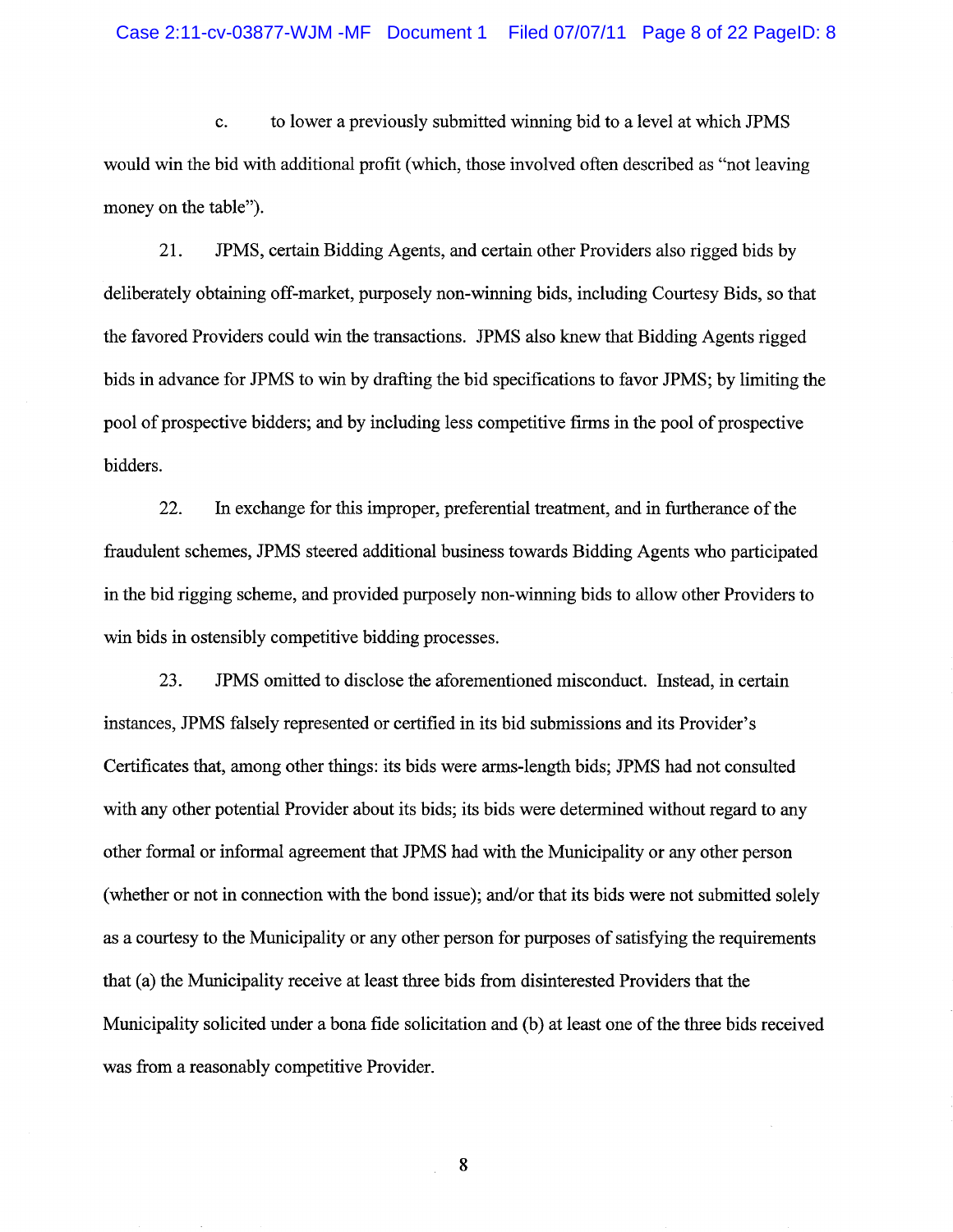c. to lower a previously submitted winning bid to a level at which JPMS would win the bid with additional profit (which, those involved often described as "not leaving money on the table").

21. JPMS, certain Bidding Agents, and certain other Providers also rigged bids by deliberately obtaining off-market, purposely non-winning bids, including Courtesy Bids, so that the favored Providers could win the transactions. JPMS also knew that Bidding Agents rigged bids in advance for JPMS to win by drafting the bid specifications to favor JPMS; by limiting the pool of prospective bidders; and by including less competitive firms in the pool of prospective bidders.

22. In exchange for this improper, preferential treatment, and in furtherance of the fraudulent schemes, JPMS steered additional business towards Bidding Agents who participated in the bid rigging scheme, and provided purposely non-winning bids to allow other Providers to win bids in ostensibly competitive bidding processes.

23. JPMS omitted to disclose the aforementioned misconduct. Instead, in certain instances, JPMS falsely represented or certified in its bid submissions and its Provider's Certificates that, among other things: its bids were arms-length bids; JPMS had not consulted with any other potential Provider about its bids; its bids were determined without regard to any other formal or informal agreement that JPMS had with the Municipality or any other person (whether or not in connection with the bond issue); and/or that its bids were not submitted solely as a courtesy to the Municipality or any other person for purposes of satisfying the requirements that (a) the Municipality receive at least three bids from disinterested Providers that the Municipality solicited under a bona fide solicitation and (b) at least one of the three bids received was from a reasonably competitive Provider.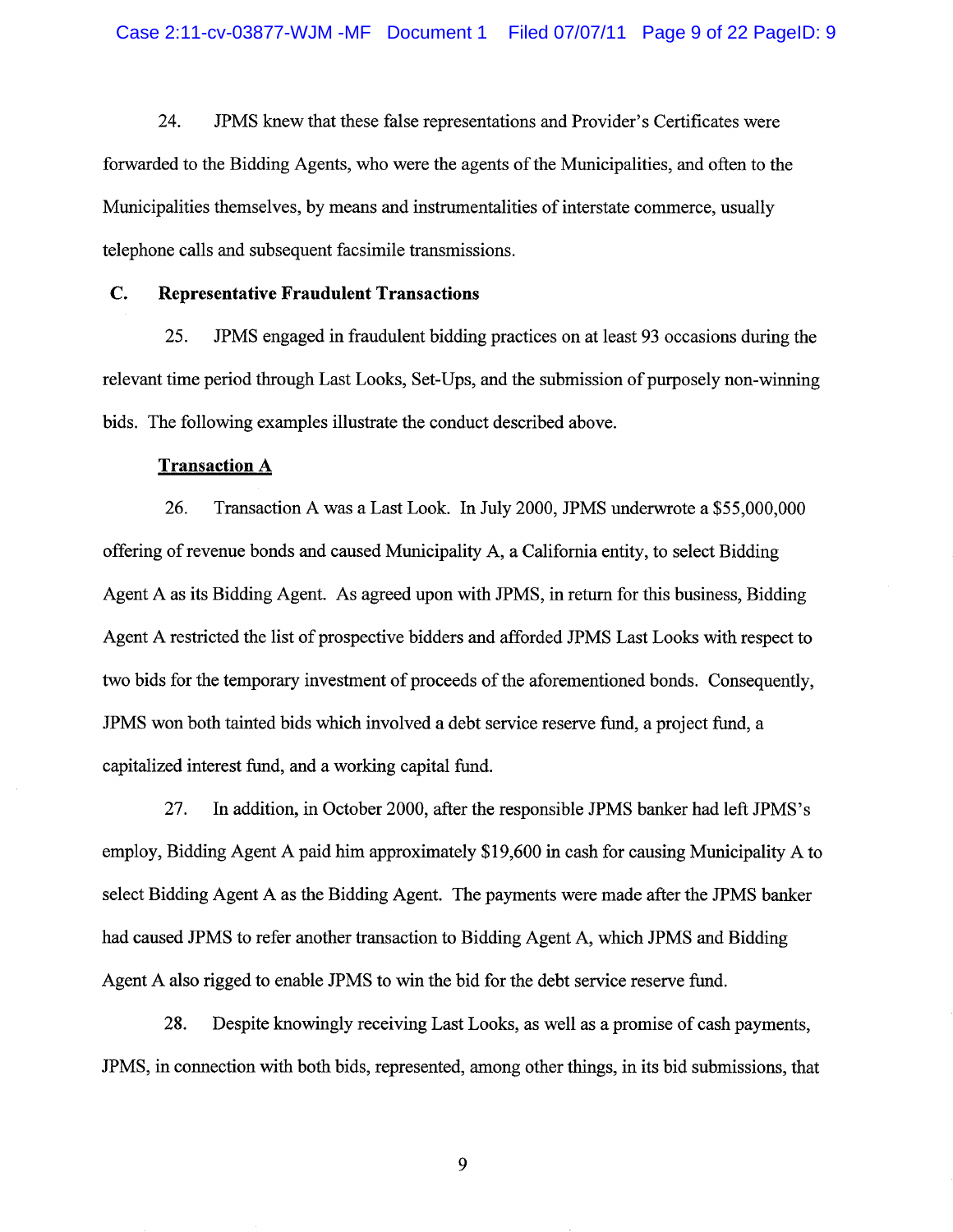24. JPMS knew that these false representations and Provider's Certificates were forwarded to the Bidding Agents, who were the agents of the Municipalities, and often to the Municipalities themselves, by means and instrumentalities of interstate commerce, usually telephone calls and subsequent facsimile transmissions.

## C. Representative Fraudulent Transactions

25. JPMS engaged in fraudulent bidding practices on at least 93 occasions during the relevant time period through Last Looks, Set-Ups, and the submission of purposely non-winning bids. The following examples illustrate the conduct described above.

**Transaction A**

26. Transaction A was a Last Look. In July 2000, JPMS underwrote a $55,000,000 offering of revenue bonds and caused Municipality A, a California entity, to select Bidding Agent A as its Bidding Agent. As agreed upon with JPMS, in return for this business, Bidding Agent A restricted the list of prospective bidders and afforded JPMS Last Looks with respect to two bids for the temporary investment of proceeds of the aforementioned bonds. Consequently, JPMS won both tainted bids which involved a debt service reserve fund, a project fund, a capitalized interest fund, and a working capital fund.

27. In addition, in October 2000, after the responsible JPMS banker had left JPMS's employ, Bidding Agent A paid him approximately $19,600 in cash for causing Municipality A to select Bidding Agent A as the Bidding Agent. The payments were made after the JPMS banker had caused JPMS to refer another transaction to Bidding Agent A, which JPMS and Bidding Agent A also rigged to enable JPMS to win the bid for the debt service reserve fund.

28. Despite knowingly receiving Last Looks, as well as a promise of cash payments, JPMS, in connection with both bids, represented, among other things, in its bid submissions, that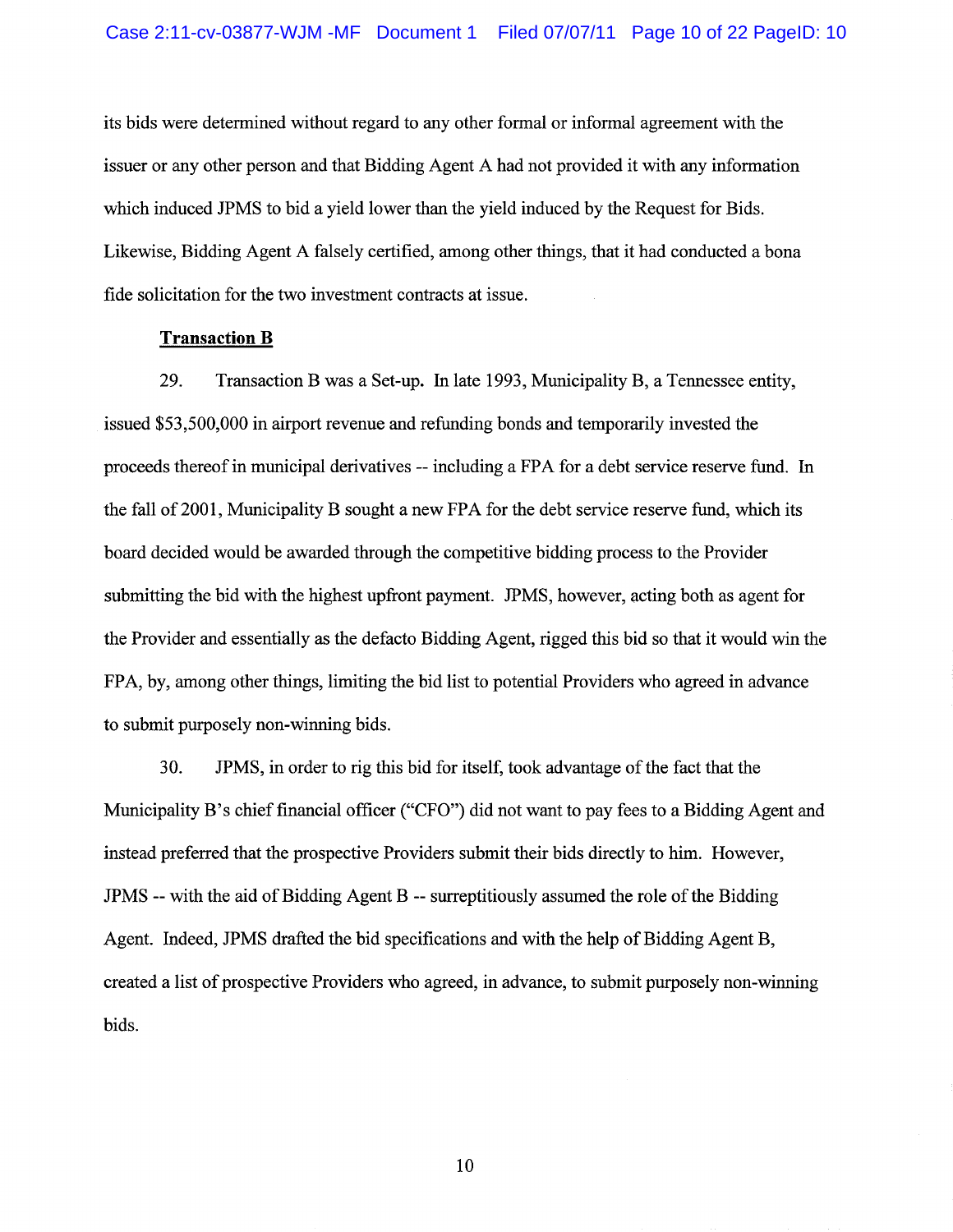its bids were determined without regard to any other formal or informal agreement with the issuer or any other person and that Bidding Agent A had not provided it with any information which induced JPMS to bid a yield lower than the yield induced by the Request for Bids. Likewise, Bidding Agent A falsely certified, among other things, that it had conducted a bona fide solicitation for the two investment contracts at issue.

**Transaction B**

29. Transaction B was a Set-up. In late 1993, Municipality B, a Tennessee entity, issued $53,500,000 in airport revenue and refunding bonds and temporarily invested the proceeds thereof in municipal derivatives -- including a FPA for a debt service reserve fund. In the fall of 2001, Municipality B sought a new FPA for the debt service reserve fund, which its board decided would be awarded through the competitive bidding process to the Provider submitting the bid with the highest upfront payment. JPMS, however, acting both as agent for the Provider and essentially as the defacto Bidding Agent, rigged this bid so that it would win the FPA, by, among other things, limiting the bid list to potential Providers who agreed in advance to submit purposely non-winning bids.

30. JPMS, in order to rig this bid for itself, took advantage of the fact that the Municipality B's chief financial officer ("CFO") did not want to pay fees to a Bidding Agent and instead preferred that the prospective Providers submit their bids directly to him. However, JPMS -- with the aid of Bidding Agent B -- surreptitiously assumed the role of the Bidding Agent. Indeed, JPMS drafted the bid specifications and with the help of Bidding Agent B, created a list of prospective Providers who agreed, in advance, to submit purposely non-winning bids.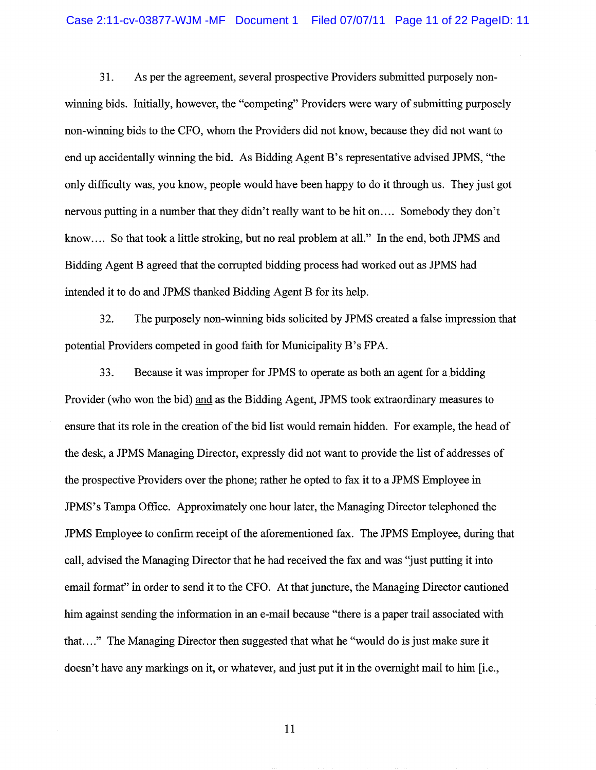31. As per the agreement, several prospective Providers submitted purposely non-winning bids. Initially, however, the "competing" Providers were wary of submitting purposely non-winning bids to the CFO, whom the Providers did not know, because they did not want to end up accidentally winning the bid. As Bidding Agent B's representative advised JPMS, "the only difficulty was, you know, people would have been happy to do it through us. They just got nervous putting in a number that they didn't really want to be hit on.... Somebody they don't know.... So that took a little stroking, but no real problem at all." In the end, both JPMS and Bidding Agent B agreed that the corrupted bidding process had worked out as JPMS had intended it to do and JPMS thanked Bidding Agent B for its help.

32. The purposely non-winning bids solicited by JPMS created a false impression that potential Providers competed in good faith for Municipality B's FPA.

33. Because it was improper for JPMS to operate as both an agent for a bidding Provider (who won the bid) <u>and</u> as the Bidding Agent, JPMS took extraordinary measures to ensure that its role in the creation of the bid list would remain hidden. For example, the head of the desk, a JPMS Managing Director, expressly did not want to provide the list of addresses of the prospective Providers over the phone; rather he opted to fax it to a JPMS Employee in JPMS's Tampa Office. Approximately one hour later, the Managing Director telephoned the JPMS Employee to confirm receipt of the aforementioned fax. The JPMS Employee, during that call, advised the Managing Director that he had received the fax and was "just putting it into email format" in order to send it to the CFO. At that juncture, the Managing Director cautioned him against sending the information in an e-mail because "there is a paper trail associated with that...." The Managing Director then suggested that what he "would do is just make sure it doesn't have any markings on it, or whatever, and just put it in the overnight mail to him [i.e.,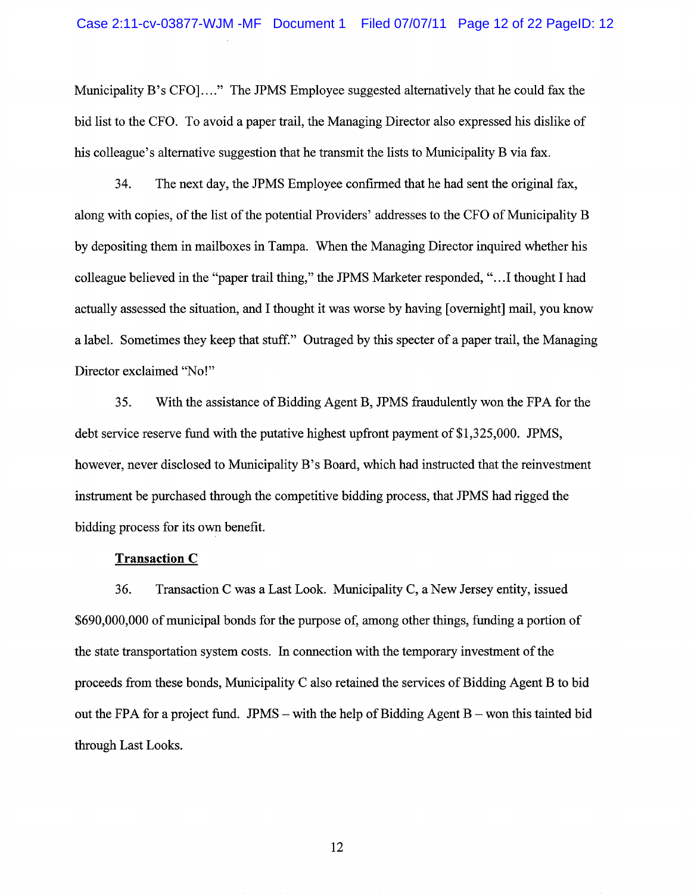Municipality B's CFO]…." The JPMS Employee suggested alternatively that he could fax the bid list to the CFO. To avoid a paper trail, the Managing Director also expressed his dislike of his colleague's alternative suggestion that he transmit the lists to Municipality B via fax.

34. The next day, the JPMS Employee confirmed that he had sent the original fax, along with copies, of the list of the potential Providers' addresses to the CFO of Municipality B by depositing them in mailboxes in Tampa. When the Managing Director inquired whether his colleague believed in the "paper trail thing," the JPMS Marketer responded, "…I thought I had actually assessed the situation, and I thought it was worse by having [overnight] mail, you know a label. Sometimes they keep that stuff." Outraged by this specter of a paper trail, the Managing Director exclaimed "No!"

35. With the assistance of Bidding Agent B, JPMS fraudulently won the FPA for the debt service reserve fund with the putative highest upfront payment of $1,325,000. JPMS, however, never disclosed to Municipality B's Board, which had instructed that the reinvestment instrument be purchased through the competitive bidding process, that JPMS had rigged the bidding process for its own benefit.

**Transaction C**

36. Transaction C was a Last Look. Municipality C, a New Jersey entity, issued $690,000,000 of municipal bonds for the purpose of, among other things, funding a portion of the state transportation system costs. In connection with the temporary investment of the proceeds from these bonds, Municipality C also retained the services of Bidding Agent B to bid out the FPA for a project fund. JPMS – with the help of Bidding Agent B – won this tainted bid through Last Looks.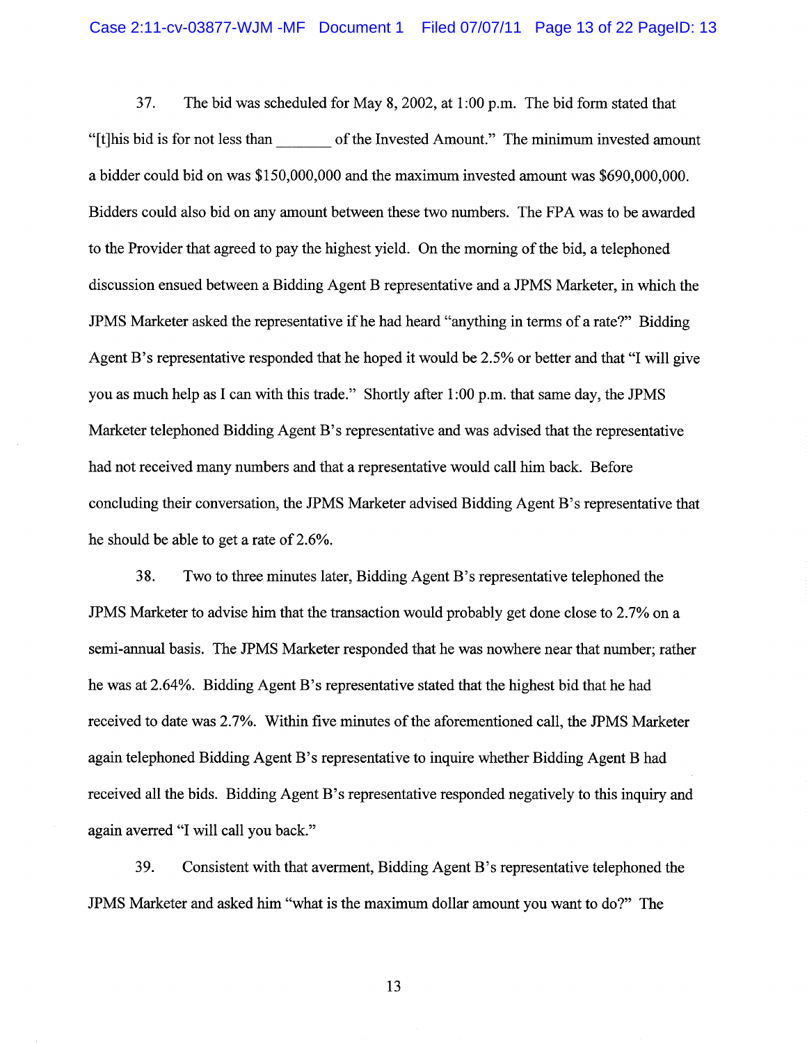37. The bid was scheduled for May 8, 2002, at 1:00 p.m. The bid form stated that "[t]his bid is for not less than _______ of the Invested Amount." The minimum invested amount a bidder could bid on was $150,000,000 and the maximum invested amount was $690,000,000. Bidders could also bid on any amount between these two numbers. The FPA was to be awarded to the Provider that agreed to pay the highest yield. On the morning of the bid, a telephoned discussion ensued between a Bidding Agent B representative and a JPMS Marketer, in which the JPMS Marketer asked the representative if he had heard "anything in terms of a rate?" Bidding Agent B's representative responded that he hoped it would be 2.5% or better and that "I will give you as much help as I can with this trade." Shortly after 1:00 p.m. that same day, the JPMS Marketer telephoned Bidding Agent B's representative and was advised that the representative had not received many numbers and that a representative would call him back. Before concluding their conversation, the JPMS Marketer advised Bidding Agent B's representative that he should be able to get a rate of 2.6%.

38. Two to three minutes later, Bidding Agent B's representative telephoned the JPMS Marketer to advise him that the transaction would probably get done close to 2.7% on a semi-annual basis. The JPMS Marketer responded that he was nowhere near that number; rather he was at 2.64%. Bidding Agent B's representative stated that the highest bid that he had received to date was 2.7%. Within five minutes of the aforementioned call, the JPMS Marketer again telephoned Bidding Agent B's representative to inquire whether Bidding Agent B had received all the bids. Bidding Agent B's representative responded negatively to this inquiry and again averred "I will call you back."

39. Consistent with that averment, Bidding Agent B's representative telephoned the JPMS Marketer and asked him "what is the maximum dollar amount you want to do?" The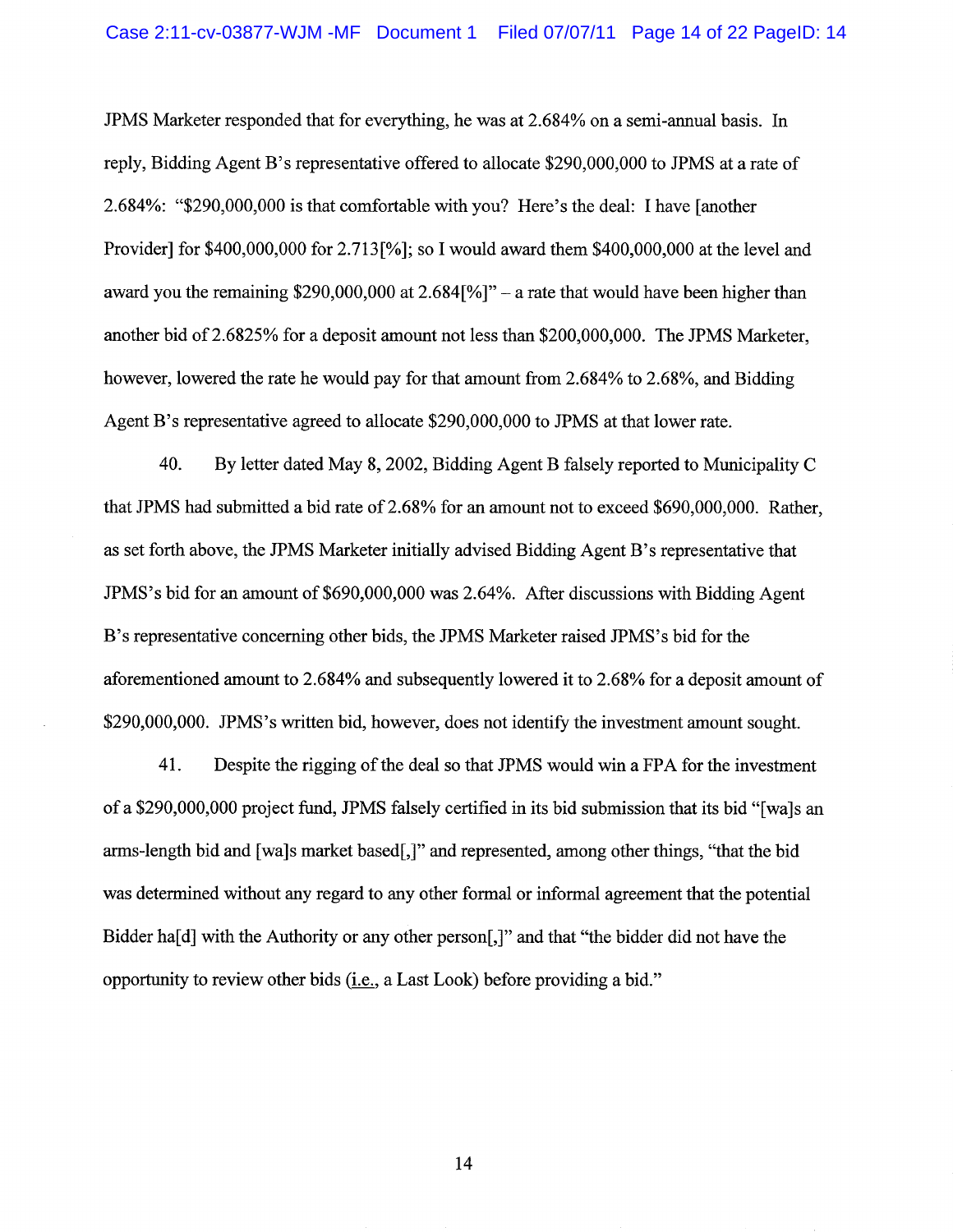JPMS Marketer responded that for everything, he was at 2.684% on a semi-annual basis. In reply, Bidding Agent B's representative offered to allocate $290,000,000 to JPMS at a rate of 2.684%: "$290,000,000 is that comfortable with you? Here's the deal: I have [another Provider] for $400,000,000 for 2.713[%]; so I would award them $400,000,000 at the level and award you the remaining $290,000,000 at 2.684[%]" – a rate that would have been higher than another bid of 2.6825% for a deposit amount not less than $200,000,000. The JPMS Marketer, however, lowered the rate he would pay for that amount from 2.684% to 2.68%, and Bidding Agent B's representative agreed to allocate $290,000,000 to JPMS at that lower rate.

40. By letter dated May 8, 2002, Bidding Agent B falsely reported to Municipality C that JPMS had submitted a bid rate of 2.68% for an amount not to exceed $690,000,000. Rather, as set forth above, the JPMS Marketer initially advised Bidding Agent B's representative that JPMS's bid for an amount of $690,000,000 was 2.64%. After discussions with Bidding Agent B's representative concerning other bids, the JPMS Marketer raised JPMS's bid for the aforementioned amount to 2.684% and subsequently lowered it to 2.68% for a deposit amount of $290,000,000. JPMS's written bid, however, does not identify the investment amount sought.

41. Despite the rigging of the deal so that JPMS would win a FPA for the investment of a $290,000,000 project fund, JPMS falsely certified in its bid submission that its bid "[wa]s an arms-length bid and [wa]s market based[,]" and represented, among other things, "that the bid was determined without any regard to any other formal or informal agreement that the potential Bidder ha[d] with the Authority or any other person[,]" and that "the bidder did not have the opportunity to review other bids (i.e., a Last Look) before providing a bid."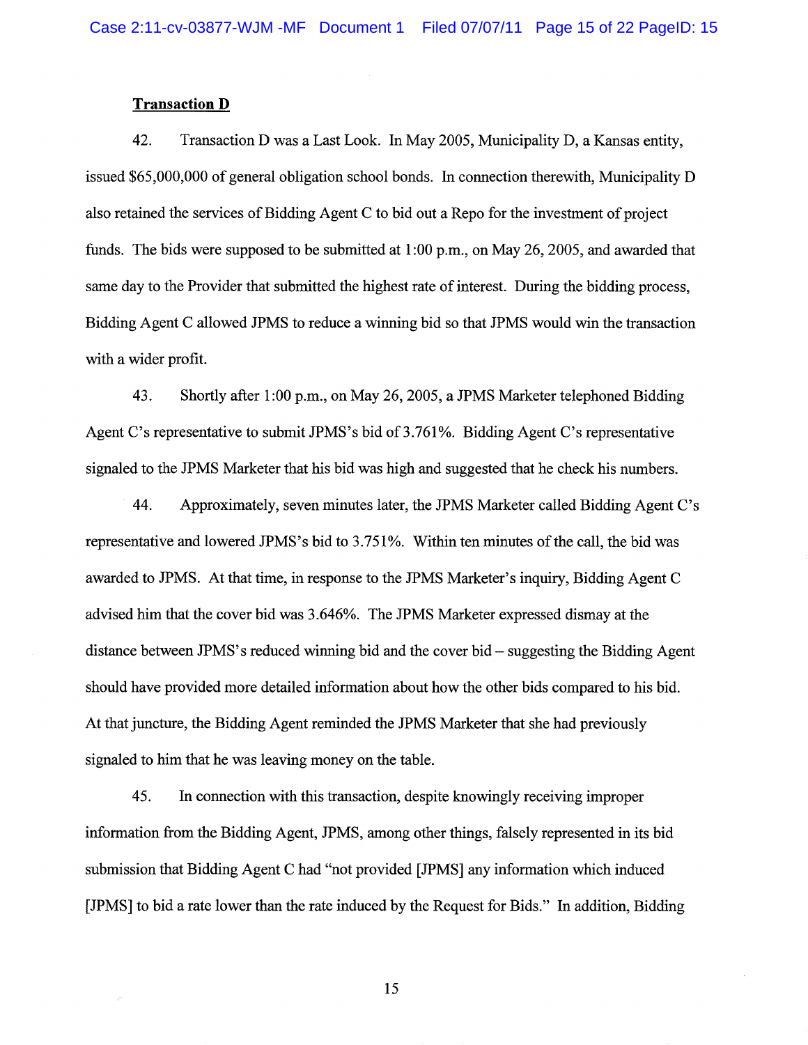**Transaction D**

42. Transaction D was a Last Look. In May 2005, Municipality D, a Kansas entity, issued $65,000,000 of general obligation school bonds. In connection therewith, Municipality D also retained the services of Bidding Agent C to bid out a Repo for the investment of project funds. The bids were supposed to be submitted at 1:00 p.m., on May 26, 2005, and awarded that same day to the Provider that submitted the highest rate of interest. During the bidding process, Bidding Agent C allowed JPMS to reduce a winning bid so that JPMS would win the transaction with a wider profit.

43. Shortly after 1:00 p.m., on May 26, 2005, a JPMS Marketer telephoned Bidding Agent C's representative to submit JPMS's bid of 3.761%. Bidding Agent C's representative signaled to the JPMS Marketer that his bid was high and suggested that he check his numbers.

44. Approximately, seven minutes later, the JPMS Marketer called Bidding Agent C's representative and lowered JPMS's bid to 3.751%. Within ten minutes of the call, the bid was awarded to JPMS. At that time, in response to the JPMS Marketer's inquiry, Bidding Agent C advised him that the cover bid was 3.646%. The JPMS Marketer expressed dismay at the distance between JPMS's reduced winning bid and the cover bid – suggesting the Bidding Agent should have provided more detailed information about how the other bids compared to his bid. At that juncture, the Bidding Agent reminded the JPMS Marketer that she had previously signaled to him that he was leaving money on the table.

45. In connection with this transaction, despite knowingly receiving improper information from the Bidding Agent, JPMS, among other things, falsely represented in its bid submission that Bidding Agent C had "not provided [JPMS] any information which induced [JPMS] to bid a rate lower than the rate induced by the Request for Bids." In addition, Bidding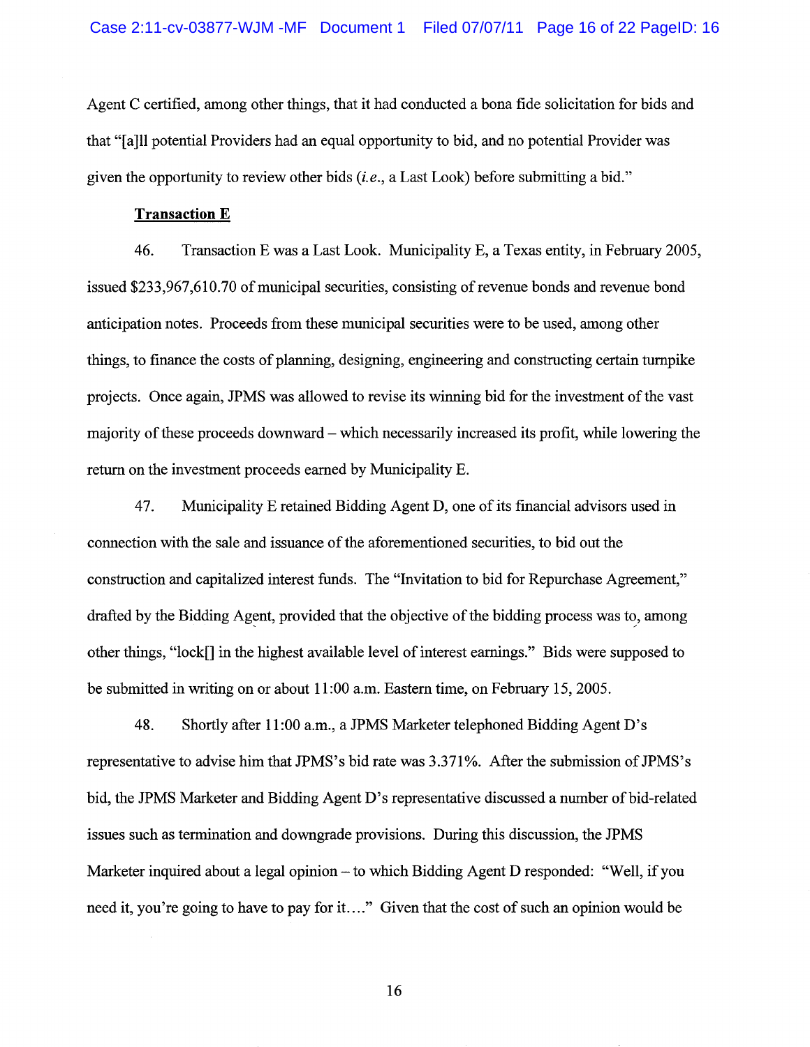Agent C certified, among other things, that it had conducted a bona fide solicitation for bids and that "[a]ll potential Providers had an equal opportunity to bid, and no potential Provider was given the opportunity to review other bids (*i.e.*, a Last Look) before submitting a bid."

**Transaction E**

46. Transaction E was a Last Look. Municipality E, a Texas entity, in February 2005, issued $233,967,610.70 of municipal securities, consisting of revenue bonds and revenue bond anticipation notes. Proceeds from these municipal securities were to be used, among other things, to finance the costs of planning, designing, engineering and constructing certain turnpike projects. Once again, JPMS was allowed to revise its winning bid for the investment of the vast majority of these proceeds downward – which necessarily increased its profit, while lowering the return on the investment proceeds earned by Municipality E.

47. Municipality E retained Bidding Agent D, one of its financial advisors used in connection with the sale and issuance of the aforementioned securities, to bid out the construction and capitalized interest funds. The "Invitation to bid for Repurchase Agreement," drafted by the Bidding Agent, provided that the objective of the bidding process was to, among other things, "lock[] in the highest available level of interest earnings." Bids were supposed to be submitted in writing on or about 11:00 a.m. Eastern time, on February 15, 2005.

48. Shortly after 11:00 a.m., a JPMS Marketer telephoned Bidding Agent D's representative to advise him that JPMS's bid rate was 3.371%. After the submission of JPMS's bid, the JPMS Marketer and Bidding Agent D's representative discussed a number of bid-related issues such as termination and downgrade provisions. During this discussion, the JPMS Marketer inquired about a legal opinion – to which Bidding Agent D responded: "Well, if you need it, you're going to have to pay for it…." Given that the cost of such an opinion would be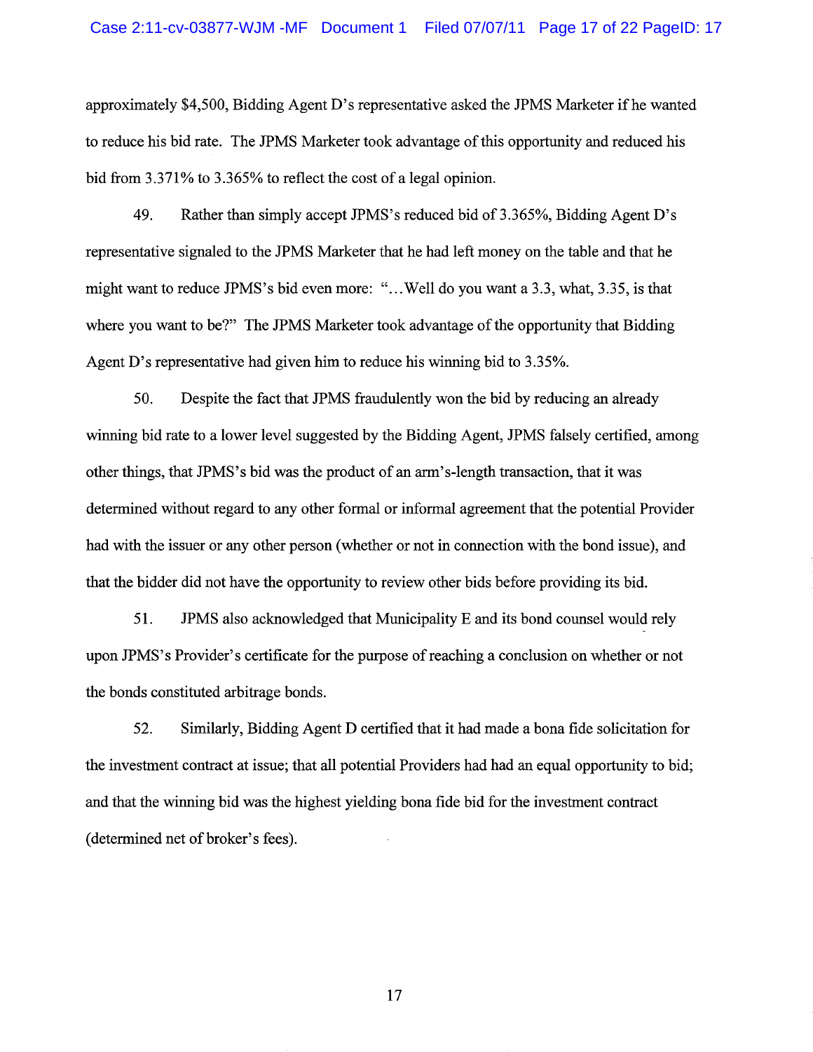approximately $4,500, Bidding Agent D's representative asked the JPMS Marketer if he wanted to reduce his bid rate. The JPMS Marketer took advantage of this opportunity and reduced his bid from 3.371% to 3.365% to reflect the cost of a legal opinion.

49. Rather than simply accept JPMS's reduced bid of 3.365%, Bidding Agent D's representative signaled to the JPMS Marketer that he had left money on the table and that he might want to reduce JPMS's bid even more: "...Well do you want a 3.3, what, 3.35, is that where you want to be?" The JPMS Marketer took advantage of the opportunity that Bidding Agent D's representative had given him to reduce his winning bid to 3.35%.

50. Despite the fact that JPMS fraudulently won the bid by reducing an already winning bid rate to a lower level suggested by the Bidding Agent, JPMS falsely certified, among other things, that JPMS's bid was the product of an arm's-length transaction, that it was determined without regard to any other formal or informal agreement that the potential Provider had with the issuer or any other person (whether or not in connection with the bond issue), and that the bidder did not have the opportunity to review other bids before providing its bid.

51. JPMS also acknowledged that Municipality E and its bond counsel would rely upon JPMS's Provider's certificate for the purpose of reaching a conclusion on whether or not the bonds constituted arbitrage bonds.

52. Similarly, Bidding Agent D certified that it had made a bona fide solicitation for the investment contract at issue; that all potential Providers had had an equal opportunity to bid; and that the winning bid was the highest yielding bona fide bid for the investment contract (determined net of broker's fees).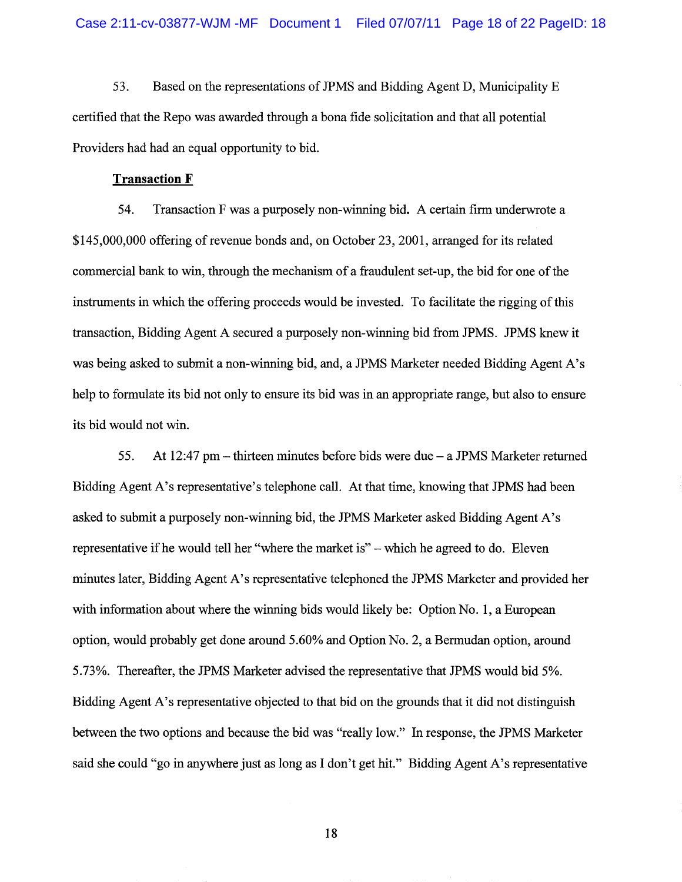53. Based on the representations of JPMS and Bidding Agent D, Municipality E certified that the Repo was awarded through a bona fide solicitation and that all potential Providers had had an equal opportunity to bid.

**Transaction F**

54. Transaction F was a purposely non-winning bid. A certain firm underwrote a $145,000,000 offering of revenue bonds and, on October 23, 2001, arranged for its related commercial bank to win, through the mechanism of a fraudulent set-up, the bid for one of the instruments in which the offering proceeds would be invested. To facilitate the rigging of this transaction, Bidding Agent A secured a purposely non-winning bid from JPMS. JPMS knew it was being asked to submit a non-winning bid, and, a JPMS Marketer needed Bidding Agent A's help to formulate its bid not only to ensure its bid was in an appropriate range, but also to ensure its bid would not win.

55. At 12:47 pm – thirteen minutes before bids were due – a JPMS Marketer returned Bidding Agent A's representative's telephone call. At that time, knowing that JPMS had been asked to submit a purposely non-winning bid, the JPMS Marketer asked Bidding Agent A's representative if he would tell her "where the market is" – which he agreed to do. Eleven minutes later, Bidding Agent A's representative telephoned the JPMS Marketer and provided her with information about where the winning bids would likely be: Option No. 1, a European option, would probably get done around 5.60% and Option No. 2, a Bermudan option, around 5.73%. Thereafter, the JPMS Marketer advised the representative that JPMS would bid 5%. Bidding Agent A's representative objected to that bid on the grounds that it did not distinguish between the two options and because the bid was "really low." In response, the JPMS Marketer said she could "go in anywhere just as long as I don't get hit." Bidding Agent A's representative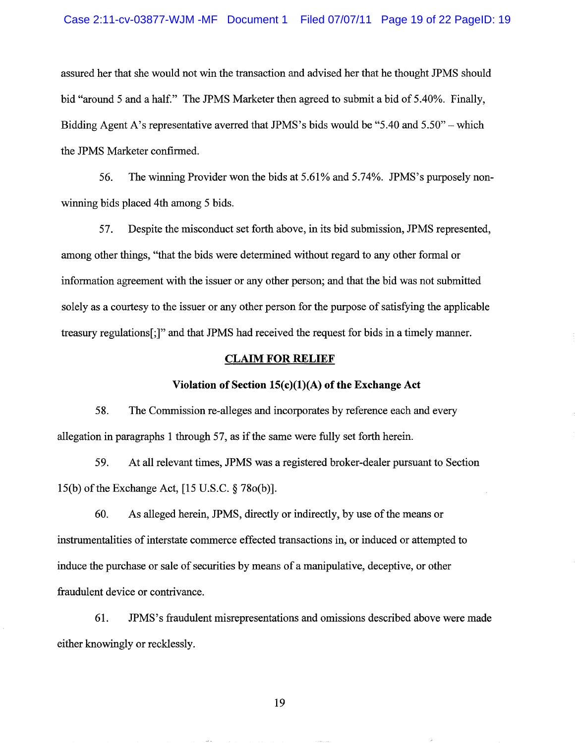assured her that she would not win the transaction and advised her that he thought JPMS should bid "around 5 and a half." The JPMS Marketer then agreed to submit a bid of 5.40%. Finally, Bidding Agent A's representative averred that JPMS's bids would be "5.40 and 5.50" – which the JPMS Marketer confirmed.

56. The winning Provider won the bids at 5.61% and 5.74%. JPMS's purposely non-winning bids placed 4th among 5 bids.

57. Despite the misconduct set forth above, in its bid submission, JPMS represented, among other things, "that the bids were determined without regard to any other formal or information agreement with the issuer or any other person; and that the bid was not submitted solely as a courtesy to the issuer or any other person for the purpose of satisfying the applicable treasury regulations[;]" and that JPMS had received the request for bids in a timely manner.

## CLAIM FOR RELIEF

### Violation of Section 15(c)(1)(A) of the Exchange Act

58. The Commission re-alleges and incorporates by reference each and every allegation in paragraphs 1 through 57, as if the same were fully set forth herein.

59. At all relevant times, JPMS was a registered broker-dealer pursuant to Section 15(b) of the Exchange Act, [15 U.S.C. § 78o(b)].

60. As alleged herein, JPMS, directly or indirectly, by use of the means or instrumentalities of interstate commerce effected transactions in, or induced or attempted to induce the purchase or sale of securities by means of a manipulative, deceptive, or other fraudulent device or contrivance.

61. JPMS's fraudulent misrepresentations and omissions described above were made either knowingly or recklessly.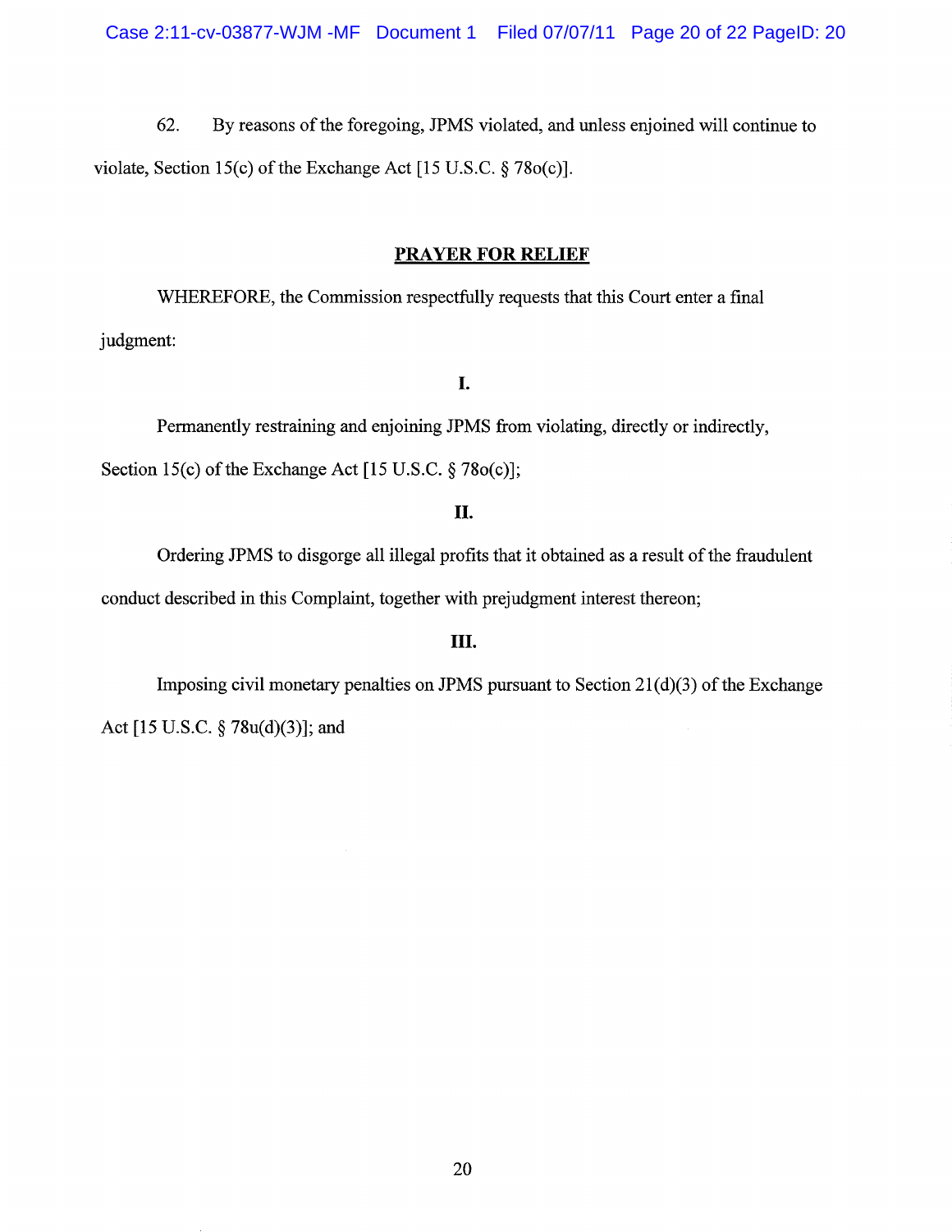62. By reasons of the foregoing, JPMS violated, and unless enjoined will continue to violate, Section 15(c) of the Exchange Act [15 U.S.C. § 78o(c)].

## PRAYER FOR RELIEF

WHEREFORE, the Commission respectfully requests that this Court enter a final judgment:

**I.**

Permanently restraining and enjoining JPMS from violating, directly or indirectly, Section 15(c) of the Exchange Act [15 U.S.C. § 78o(c)];

**II.**

Ordering JPMS to disgorge all illegal profits that it obtained as a result of the fraudulent conduct described in this Complaint, together with prejudgment interest thereon;

**III.**

Imposing civil monetary penalties on JPMS pursuant to Section 21(d)(3) of the Exchange Act [15 U.S.C. § 78u(d)(3)]; and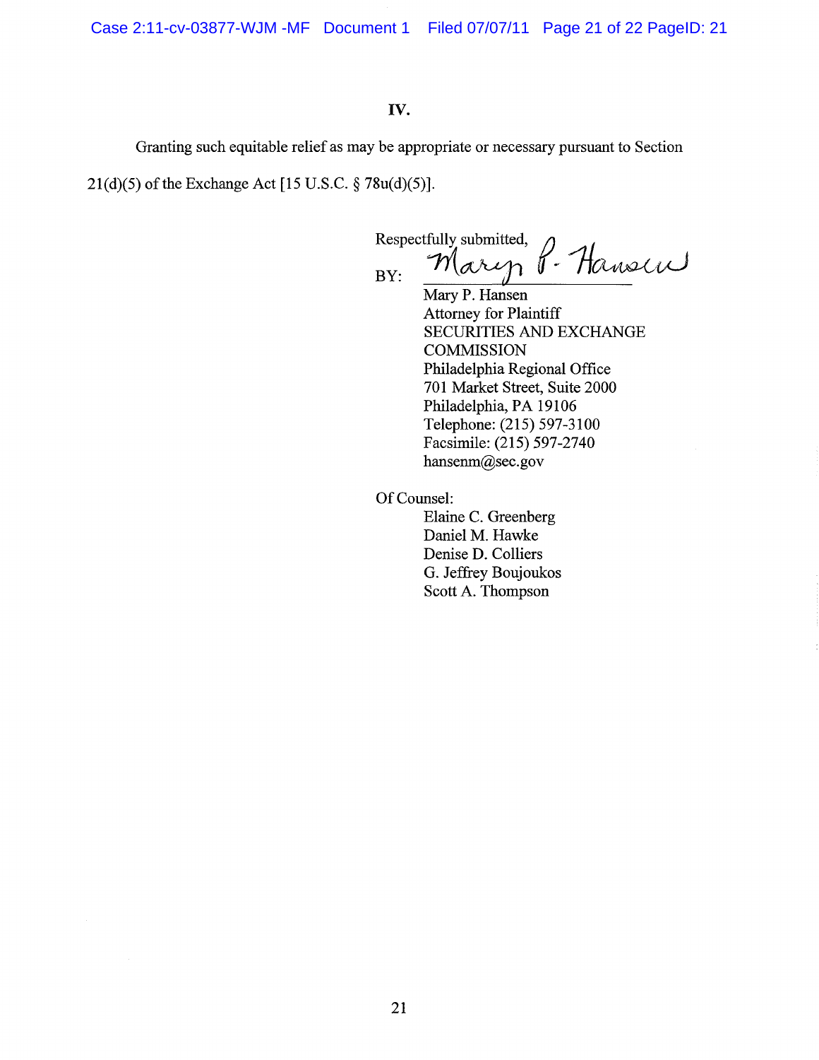## IV.

Granting such equitable relief as may be appropriate or necessary pursuant to Section 21(d)(5) of the Exchange Act [15 U.S.C. § 78u(d)(5)].

Respectfully submitted,

BY: Mary P. Hansen

Mary P. Hansen
Attorney for Plaintiff
SECURITIES AND EXCHANGE COMMISSION
Philadelphia Regional Office
701 Market Street, Suite 2000
Philadelphia, PA 19106
Telephone: (215) 597-3100
Facsimile: (215) 597-2740
hansenm@sec.gov

Of Counsel:
Elaine C. Greenberg
Daniel M. Hawke
Denise D. Colliers
G. Jeffrey Boujoukos
Scott A. Thompson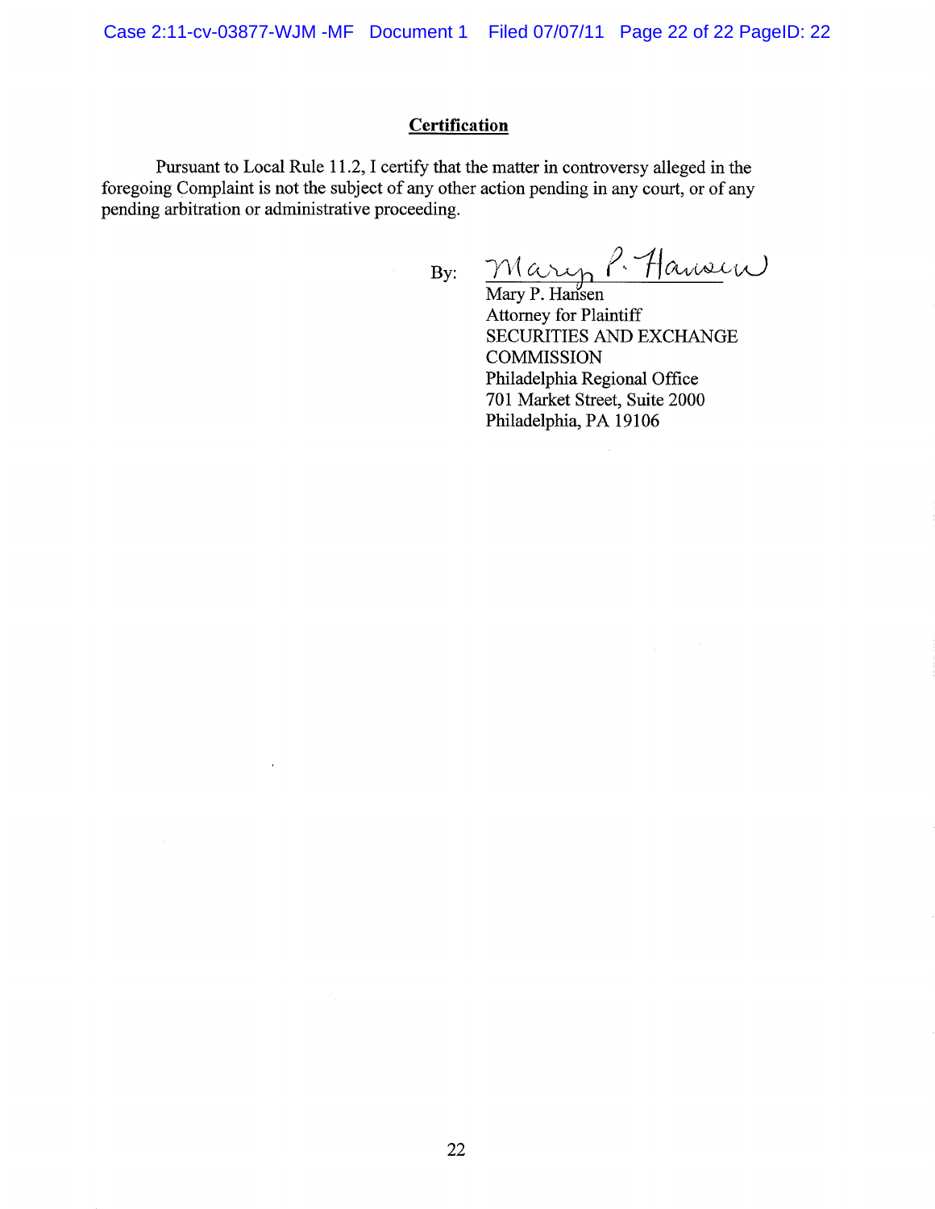## Certification

Pursuant to Local Rule 11.2, I certify that the matter in controversy alleged in the foregoing Complaint is not the subject of any other action pending in any court, or of any pending arbitration or administrative proceeding.

By: *Mary P. Hansen*

Mary P. Hansen
Attorney for Plaintiff
SECURITIES AND EXCHANGE COMMISSION
Philadelphia Regional Office
701 Market Street, Suite 2000
Philadelphia, PA 19106